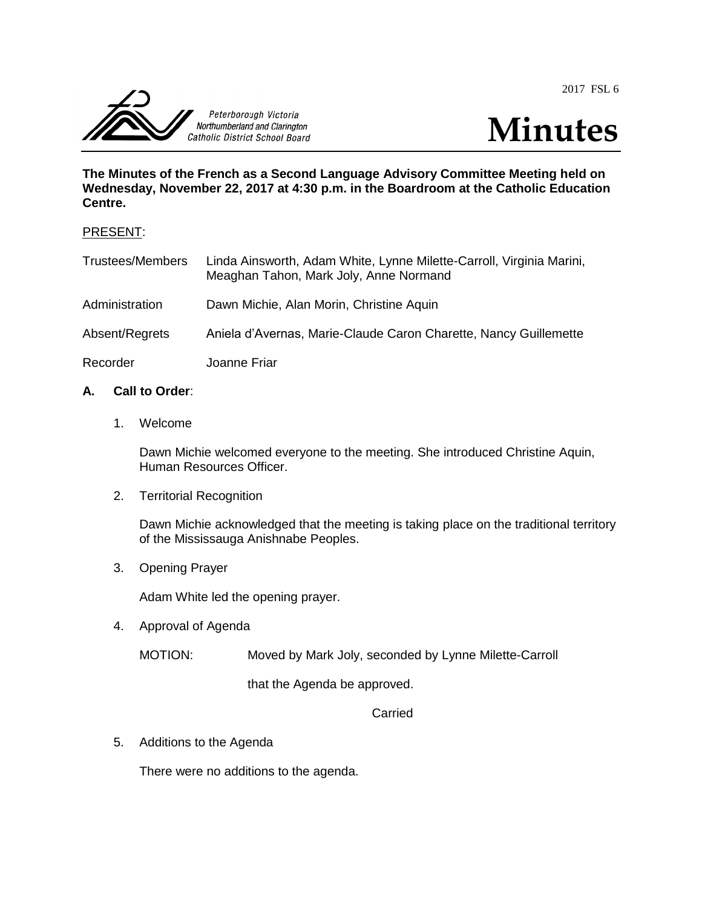2017 FSL 6

Peterborough Victoria Northumberland and Clarington Catholic District School Board

# Minutes

**The Minutes of the French as a Second Language Advisory Committee Meeting held on Wednesday, November 22, 2017 at 4:30 p.m. in the Boardroom at the Catholic Education Centre.**

PRESENT:

| | |
|---|---|
| Trustees/Members | Linda Ainsworth, Adam White, Lynne Milette-Carroll, Virginia Marini, Meaghan Tahon, Mark Joly, Anne Normand |
| Administration | Dawn Michie, Alan Morin, Christine Aquin |
| Absent/Regrets | Aniela d'Avernas, Marie-Claude Caron Charette, Nancy Guillemette |
| Recorder | Joanne Friar |

## A. Call to Order:

1. Welcome

   Dawn Michie welcomed everyone to the meeting. She introduced Christine Aquin, Human Resources Officer.

2. Territorial Recognition

   Dawn Michie acknowledged that the meeting is taking place on the traditional territory of the Mississauga Anishnabe Peoples.

3. Opening Prayer

   Adam White led the opening prayer.

4. Approval of Agenda

   MOTION: Moved by Mark Joly, seconded by Lynne Milette-Carroll

   that the Agenda be approved.

   Carried

5. Additions to the Agenda

   There were no additions to the agenda.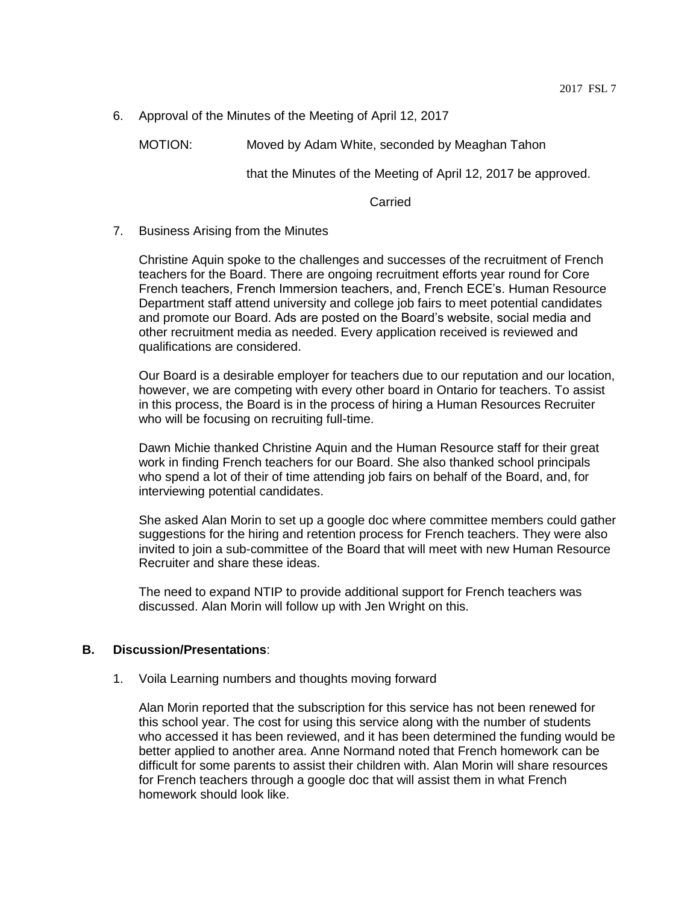6. Approval of the Minutes of the Meeting of April 12, 2017

MOTION: Moved by Adam White, seconded by Meaghan Tahon

that the Minutes of the Meeting of April 12, 2017 be approved.

Carried

7. Business Arising from the Minutes

Christine Aquin spoke to the challenges and successes of the recruitment of French teachers for the Board. There are ongoing recruitment efforts year round for Core French teachers, French Immersion teachers, and, French ECE's. Human Resource Department staff attend university and college job fairs to meet potential candidates and promote our Board. Ads are posted on the Board's website, social media and other recruitment media as needed. Every application received is reviewed and qualifications are considered.

Our Board is a desirable employer for teachers due to our reputation and our location, however, we are competing with every other board in Ontario for teachers. To assist in this process, the Board is in the process of hiring a Human Resources Recruiter who will be focusing on recruiting full-time.

Dawn Michie thanked Christine Aquin and the Human Resource staff for their great work in finding French teachers for our Board. She also thanked school principals who spend a lot of their of time attending job fairs on behalf of the Board, and, for interviewing potential candidates.

She asked Alan Morin to set up a google doc where committee members could gather suggestions for the hiring and retention process for French teachers. They were also invited to join a sub-committee of the Board that will meet with new Human Resource Recruiter and share these ideas.

The need to expand NTIP to provide additional support for French teachers was discussed. Alan Morin will follow up with Jen Wright on this.

## B. Discussion/Presentations:

1. Voila Learning numbers and thoughts moving forward

Alan Morin reported that the subscription for this service has not been renewed for this school year. The cost for using this service along with the number of students who accessed it has been reviewed, and it has been determined the funding would be better applied to another area. Anne Normand noted that French homework can be difficult for some parents to assist their children with. Alan Morin will share resources for French teachers through a google doc that will assist them in what French homework should look like.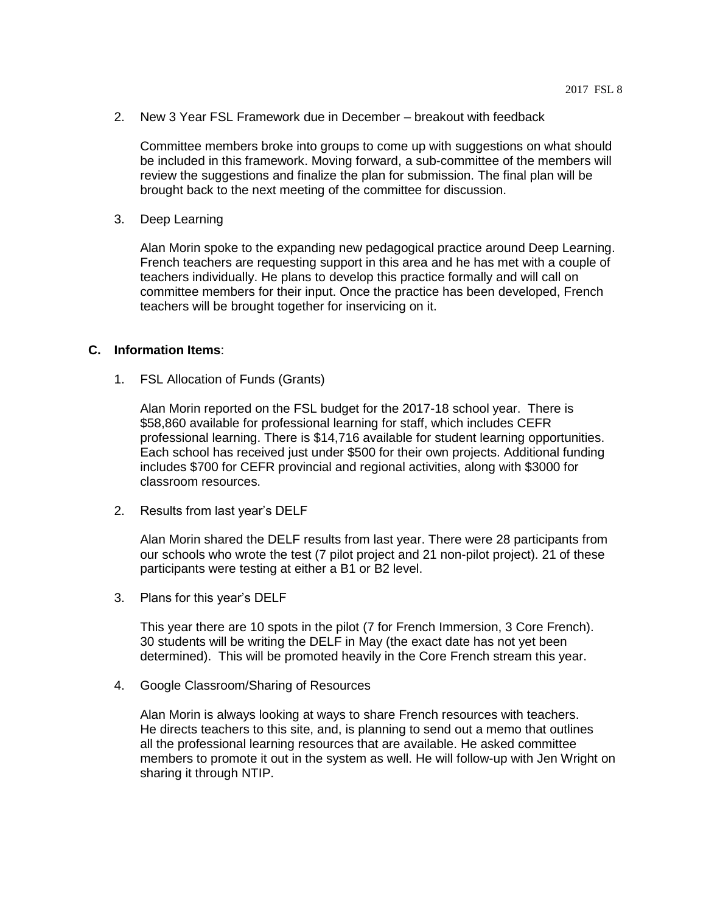2. New 3 Year FSL Framework due in December – breakout with feedback

   Committee members broke into groups to come up with suggestions on what should be included in this framework. Moving forward, a sub-committee of the members will review the suggestions and finalize the plan for submission. The final plan will be brought back to the next meeting of the committee for discussion.

3. Deep Learning

   Alan Morin spoke to the expanding new pedagogical practice around Deep Learning. French teachers are requesting support in this area and he has met with a couple of teachers individually. He plans to develop this practice formally and will call on committee members for their input. Once the practice has been developed, French teachers will be brought together for inservicing on it.

## C. Information Items:

1. FSL Allocation of Funds (Grants)

   Alan Morin reported on the FSL budget for the 2017-18 school year. There is $58,860 available for professional learning for staff, which includes CEFR professional learning. There is $14,716 available for student learning opportunities. Each school has received just under $500 for their own projects. Additional funding includes $700 for CEFR provincial and regional activities, along with $3000 for classroom resources.

2. Results from last year's DELF

   Alan Morin shared the DELF results from last year. There were 28 participants from our schools who wrote the test (7 pilot project and 21 non-pilot project). 21 of these participants were testing at either a B1 or B2 level.

3. Plans for this year's DELF

   This year there are 10 spots in the pilot (7 for French Immersion, 3 Core French). 30 students will be writing the DELF in May (the exact date has not yet been determined). This will be promoted heavily in the Core French stream this year.

4. Google Classroom/Sharing of Resources

   Alan Morin is always looking at ways to share French resources with teachers. He directs teachers to this site, and, is planning to send out a memo that outlines all the professional learning resources that are available. He asked committee members to promote it out in the system as well. He will follow-up with Jen Wright on sharing it through NTIP.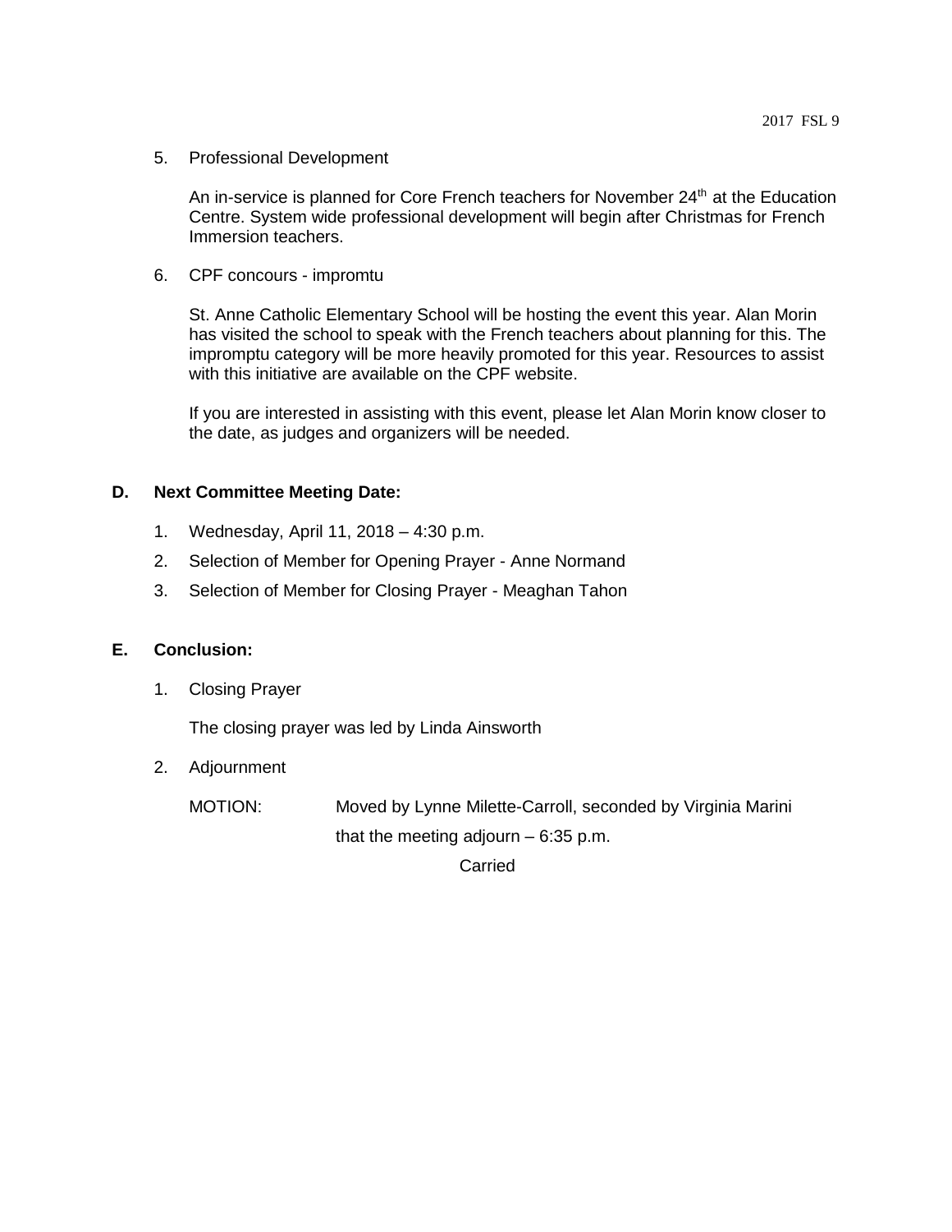5. Professional Development

   An in-service is planned for Core French teachers for November 24th at the Education Centre. System wide professional development will begin after Christmas for French Immersion teachers.

6. CPF concours - impromtu

   St. Anne Catholic Elementary School will be hosting the event this year. Alan Morin has visited the school to speak with the French teachers about planning for this. The impromptu category will be more heavily promoted for this year. Resources to assist with this initiative are available on the CPF website.

   If you are interested in assisting with this event, please let Alan Morin know closer to the date, as judges and organizers will be needed.

**D. Next Committee Meeting Date:**

1. Wednesday, April 11, 2018 – 4:30 p.m.
2. Selection of Member for Opening Prayer - Anne Normand
3. Selection of Member for Closing Prayer - Meaghan Tahon

**E. Conclusion:**

1. Closing Prayer

   The closing prayer was led by Linda Ainsworth

2. Adjournment

   MOTION: Moved by Lynne Milette-Carroll, seconded by Virginia Marini that the meeting adjourn – 6:35 p.m.

   Carried